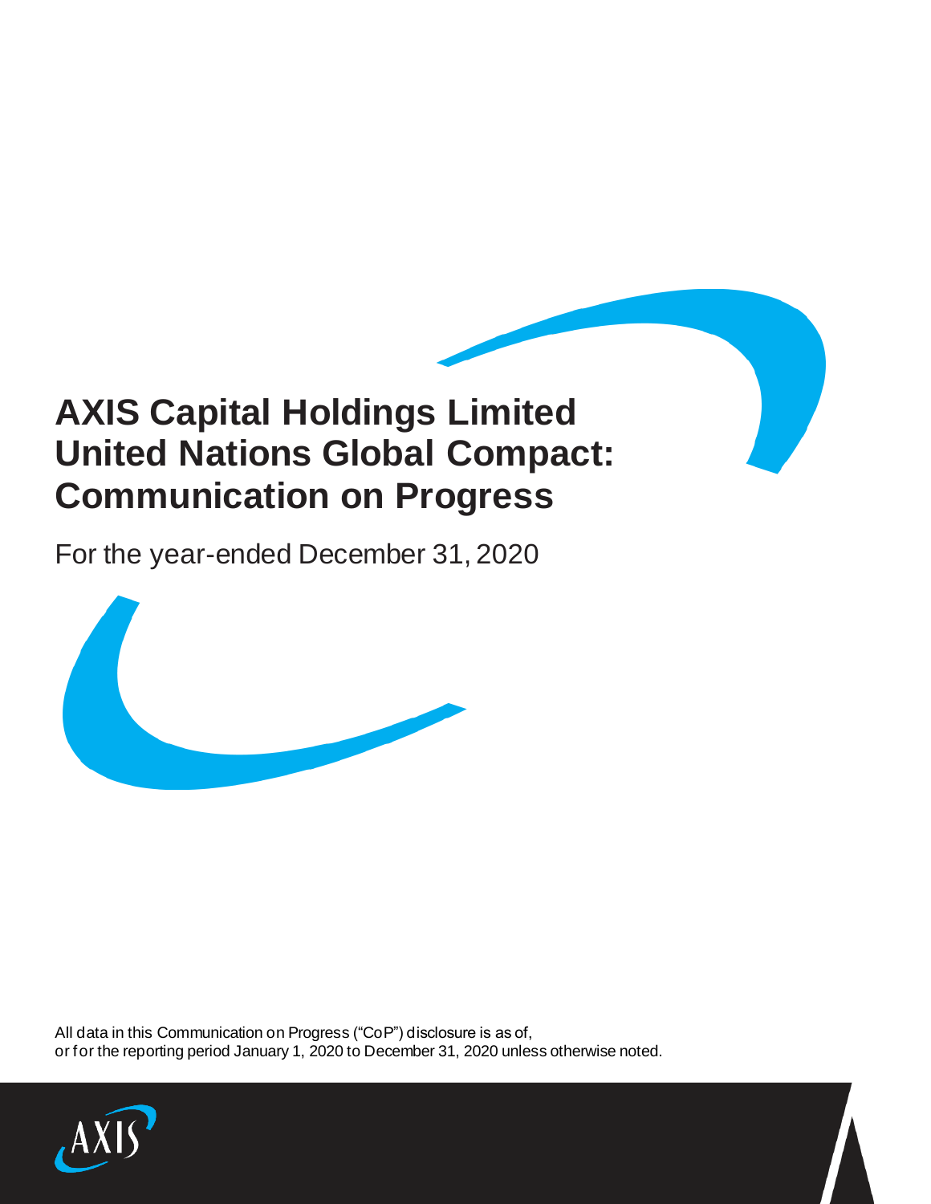# AXIS Capital Holdings Limited United Nations Global Compact: Communication on Progress

For the year-ended December 31, 2020

All data in this Communication on Progress ("CoP") disclosure is as of, or for the reporting period January 1, 2020 to December 31, 2020 unless otherwise noted.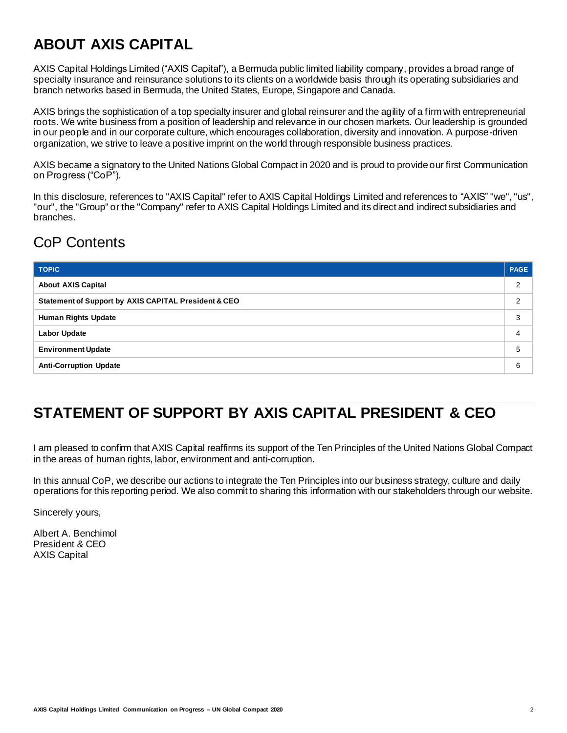# ABOUT AXIS CAPITAL

AXIS Capital Holdings Limited ("AXIS Capital"), a Bermuda public limited liability company, provides a broad range of specialty insurance and reinsurance solutions to its clients on a worldwide basis through its operating subsidiaries and branch networks based in Bermuda, the United States, Europe, Singapore and Canada.

AXIS brings the sophistication of a top specialty insurer and global reinsurer and the agility of a firm with entrepreneurial roots. We write business from a position of leadership and relevance in our chosen markets. Our leadership is grounded in our people and in our corporate culture, which encourages collaboration, diversity and innovation. A purpose-driven organization, we strive to leave a positive imprint on the world through responsible business practices.

AXIS became a signatory to the United Nations Global Compact in 2020 and is proud to provide our first Communication on Progress ("CoP").

In this disclosure, references to "AXIS Capital" refer to AXIS Capital Holdings Limited and references to "AXIS" "we", "us", "our", the "Group" or the "Company" refer to AXIS Capital Holdings Limited and its direct and indirect subsidiaries and branches.

## CoP Contents

| TOPIC | PAGE |
|---|---|
| **About AXIS Capital** | 2 |
| **Statement of Support by AXIS CAPITAL President & CEO** | 2 |
| **Human Rights Update** | 3 |
| **Labor Update** | 4 |
| **Environment Update** | 5 |
| **Anti-Corruption Update** | 6 |

# STATEMENT OF SUPPORT BY AXIS CAPITAL PRESIDENT & CEO

I am pleased to confirm that AXIS Capital reaffirms its support of the Ten Principles of the United Nations Global Compact in the areas of human rights, labor, environment and anti-corruption.

In this annual CoP, we describe our actions to integrate the Ten Principles into our business strategy, culture and daily operations for this reporting period. We also commit to sharing this information with our stakeholders through our website.

Sincerely yours,

Albert A. Benchimol
President & CEO
AXIS Capital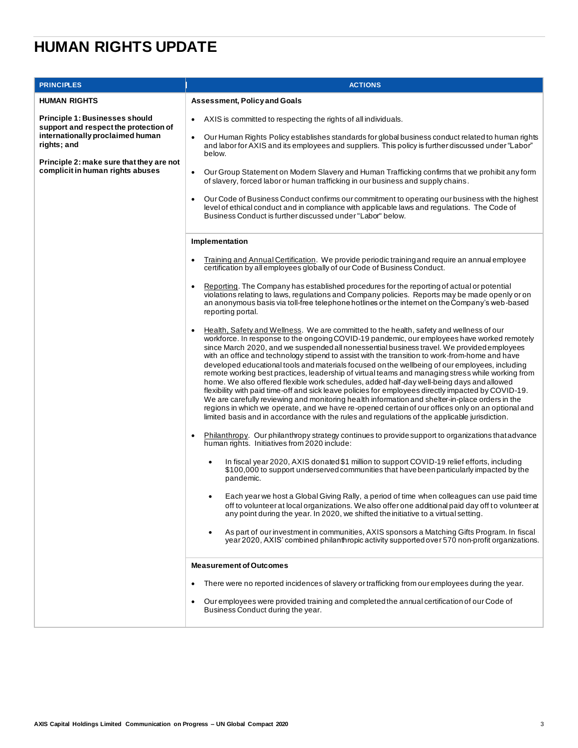# HUMAN RIGHTS UPDATE

| PRINCIPLES | ACTIONS |
|---|---|
| **HUMAN RIGHTS**<br><br>**Principle 1: Businesses should support and respect the protection of internationally proclaimed human rights; and**<br><br>**Principle 2: make sure that they are not complicit in human rights abuses** | **Assessment, Policy and Goals**<br><br>• AXIS is committed to respecting the rights of all individuals.<br><br>• Our Human Rights Policy establishes standards for global business conduct related to human rights and labor for AXIS and its employees and suppliers. This policy is further discussed under "Labor" below.<br><br>• Our Group Statement on Modern Slavery and Human Trafficking confirms that we prohibit any form of slavery, forced labor or human trafficking in our business and supply chains.<br><br>• Our Code of Business Conduct confirms our commitment to operating our business with the highest level of ethical conduct and in compliance with applicable laws and regulations. The Code of Business Conduct is further discussed under "Labor" below. |
| | **Implementation**<br><br>• Training and Annual Certification. We provide periodic training and require an annual employee certification by all employees globally of our Code of Business Conduct.<br><br>• Reporting. The Company has established procedures for the reporting of actual or potential violations relating to laws, regulations and Company policies. Reports may be made openly or on an anonymous basis via toll-free telephone hotlines or the internet on the Company's web-based reporting portal.<br><br>• Health, Safety and Wellness. We are committed to the health, safety and wellness of our workforce. In response to the ongoing COVID-19 pandemic, our employees have worked remotely since March 2020, and we suspended all nonessential business travel. We provided employees with an office and technology stipend to assist with the transition to work-from-home and have developed educational tools and materials focused on the wellbeing of our employees, including remote working best practices, leadership of virtual teams and managing stress while working from home. We also offered flexible work schedules, added half-day well-being days and allowed flexibility with paid time-off and sick leave policies for employees directly impacted by COVID-19. We are carefully reviewing and monitoring health information and shelter-in-place orders in the regions in which we operate, and we have re-opened certain of our offices only on an optional and limited basis and in accordance with the rules and regulations of the applicable jurisdiction.<br><br>• Philanthropy. Our philanthropy strategy continues to provide support to organizations that advance human rights. Initiatives from 2020 include:<br><br>&nbsp;&nbsp;&nbsp;&nbsp;• In fiscal year 2020, AXIS donated $1 million to support COVID-19 relief efforts, including $100,000 to support underserved communities that have been particularly impacted by the pandemic.<br><br>&nbsp;&nbsp;&nbsp;&nbsp;• Each year we host a Global Giving Rally, a period of time when colleagues can use paid time off to volunteer at local organizations. We also offer one additional paid day off to volunteer at any point during the year. In 2020, we shifted the initiative to a virtual setting.<br><br>&nbsp;&nbsp;&nbsp;&nbsp;• As part of our investment in communities, AXIS sponsors a Matching Gifts Program. In fiscal year 2020, AXIS' combined philanthropic activity supported over 570 non-profit organizations. |
| | **Measurement of Outcomes**<br><br>• There were no reported incidences of slavery or trafficking from our employees during the year.<br><br>• Our employees were provided training and completed the annual certification of our Code of Business Conduct during the year. |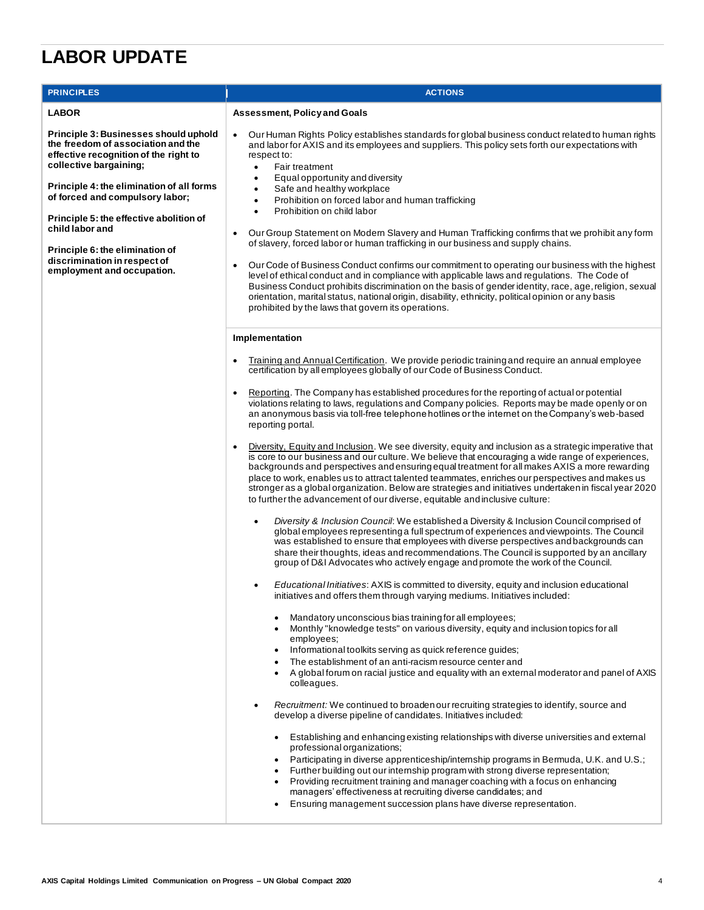# LABOR UPDATE

| PRINCIPLES | ACTIONS |
|---|---|
| **LABOR**<br><br>**Principle 3: Businesses should uphold the freedom of association and the effective recognition of the right to collective bargaining;**<br><br>**Principle 4: the elimination of all forms of forced and compulsory labor;**<br><br>**Principle 5: the effective abolition of child labor and**<br><br>**Principle 6: the elimination of discrimination in respect of employment and occupation.** | **Assessment, Policy and Goals**<br><br>• Our Human Rights Policy establishes standards for global business conduct related to human rights and labor for AXIS and its employees and suppliers. This policy sets forth our expectations with respect to:<br>&nbsp;&nbsp;• Fair treatment<br>&nbsp;&nbsp;• Equal opportunity and diversity<br>&nbsp;&nbsp;• Safe and healthy workplace<br>&nbsp;&nbsp;• Prohibition on forced labor and human trafficking<br>&nbsp;&nbsp;• Prohibition on child labor<br><br>• Our Group Statement on Modern Slavery and Human Trafficking confirms that we prohibit any form of slavery, forced labor or human trafficking in our business and supply chains.<br><br>• Our Code of Business Conduct confirms our commitment to operating our business with the highest level of ethical conduct and in compliance with applicable laws and regulations. The Code of Business Conduct prohibits discrimination on the basis of gender identity, race, age, religion, sexual orientation, marital status, national origin, disability, ethnicity, political opinion or any basis prohibited by the laws that govern its operations. |
| | **Implementation**<br><br>• Training and Annual Certification. We provide periodic training and require an annual employee certification by all employees globally of our Code of Business Conduct.<br><br>• Reporting. The Company has established procedures for the reporting of actual or potential violations relating to laws, regulations and Company policies. Reports may be made openly or on an anonymous basis via toll-free telephone hotlines or the internet on the Company's web-based reporting portal.<br><br>• Diversity, Equity and Inclusion. We see diversity, equity and inclusion as a strategic imperative that is core to our business and our culture. We believe that encouraging a wide range of experiences, backgrounds and perspectives and ensuring equal treatment for all makes AXIS a more rewarding place to work, enables us to attract talented teammates, enriches our perspectives and makes us stronger as a global organization. Below are strategies and initiatives undertaken in fiscal year 2020 to further the advancement of our diverse, equitable and inclusive culture:<br><br>&nbsp;&nbsp;• *Diversity & Inclusion Council*: We established a Diversity & Inclusion Council comprised of global employees representing a full spectrum of experiences and viewpoints. The Council was established to ensure that employees with diverse perspectives and backgrounds can share their thoughts, ideas and recommendations. The Council is supported by an ancillary group of D&I Advocates who actively engage and promote the work of the Council.<br><br>&nbsp;&nbsp;• *Educational Initiatives*: AXIS is committed to diversity, equity and inclusion educational initiatives and offers them through varying mediums. Initiatives included:<br>&nbsp;&nbsp;&nbsp;&nbsp;• Mandatory unconscious bias training for all employees;<br>&nbsp;&nbsp;&nbsp;&nbsp;• Monthly "knowledge tests" on various diversity, equity and inclusion topics for all employees;<br>&nbsp;&nbsp;&nbsp;&nbsp;• Informational toolkits serving as quick reference guides;<br>&nbsp;&nbsp;&nbsp;&nbsp;• The establishment of an anti-racism resource center and<br>&nbsp;&nbsp;&nbsp;&nbsp;• A global forum on racial justice and equality with an external moderator and panel of AXIS colleagues.<br><br>&nbsp;&nbsp;• *Recruitment:* We continued to broaden our recruiting strategies to identify, source and develop a diverse pipeline of candidates. Initiatives included:<br>&nbsp;&nbsp;&nbsp;&nbsp;• Establishing and enhancing existing relationships with diverse universities and external professional organizations;<br>&nbsp;&nbsp;&nbsp;&nbsp;• Participating in diverse apprenticeship/internship programs in Bermuda, U.K. and U.S.;<br>&nbsp;&nbsp;&nbsp;&nbsp;• Further building out our internship program with strong diverse representation;<br>&nbsp;&nbsp;&nbsp;&nbsp;• Providing recruitment training and manager coaching with a focus on enhancing managers' effectiveness at recruiting diverse candidates; and<br>&nbsp;&nbsp;&nbsp;&nbsp;• Ensuring management succession plans have diverse representation. |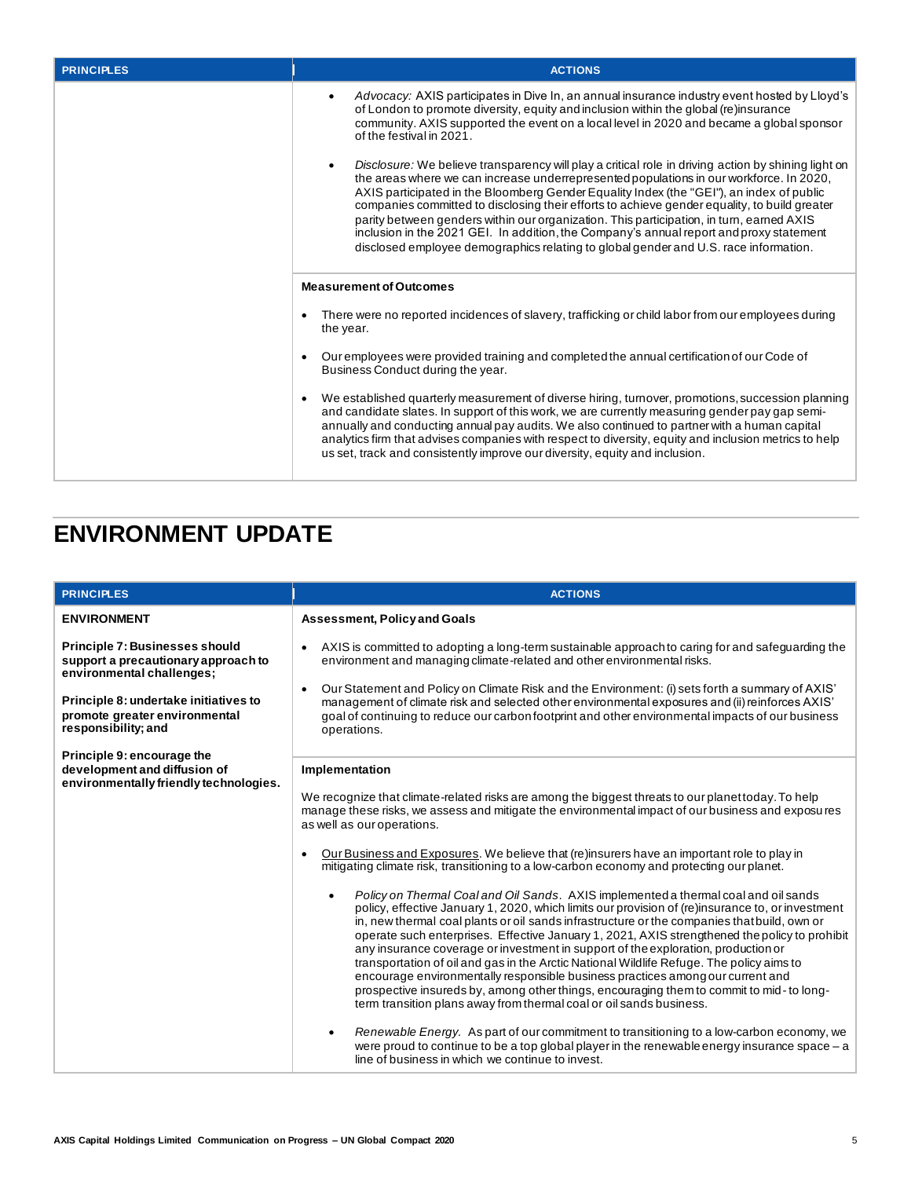| PRINCIPLES | ACTIONS |
|---|---|
| | • *Advocacy:* AXIS participates in Dive In, an annual insurance industry event hosted by Lloyd's of London to promote diversity, equity and inclusion within the global (re)insurance community. AXIS supported the event on a local level in 2020 and became a global sponsor of the festival in 2021.<br><br>• *Disclosure:* We believe transparency will play a critical role in driving action by shining light on the areas where we can increase underrepresented populations in our workforce. In 2020, AXIS participated in the Bloomberg Gender Equality Index (the "GEI"), an index of public companies committed to disclosing their efforts to achieve gender equality, to build greater parity between genders within our organization. This participation, in turn, earned AXIS inclusion in the 2021 GEI. In addition, the Company's annual report and proxy statement disclosed employee demographics relating to global gender and U.S. race information. |
| | **Measurement of Outcomes**<br><br>• There were no reported incidences of slavery, trafficking or child labor from our employees during the year.<br><br>• Our employees were provided training and completed the annual certification of our Code of Business Conduct during the year.<br><br>• We established quarterly measurement of diverse hiring, turnover, promotions, succession planning and candidate slates. In support of this work, we are currently measuring gender pay gap semi-annually and conducting annual pay audits. We also continued to partner with a human capital analytics firm that advises companies with respect to diversity, equity and inclusion metrics to help us set, track and consistently improve our diversity, equity and inclusion. |

# ENVIRONMENT UPDATE

| PRINCIPLES | ACTIONS |
|---|---|
| **ENVIRONMENT**<br><br>**Principle 7: Businesses should support a precautionary approach to environmental challenges;**<br><br>**Principle 8: undertake initiatives to promote greater environmental responsibility; and**<br><br>**Principle 9: encourage the development and diffusion of environmentally friendly technologies.** | **Assessment, Policy and Goals**<br><br>• AXIS is committed to adopting a long-term sustainable approach to caring for and safeguarding the environment and managing climate-related and other environmental risks.<br><br>• Our Statement and Policy on Climate Risk and the Environment: (i) sets forth a summary of AXIS' management of climate risk and selected other environmental exposures and (ii) reinforces AXIS' goal of continuing to reduce our carbon footprint and other environmental impacts of our business operations. |
| | **Implementation**<br><br>We recognize that climate-related risks are among the biggest threats to our planet today. To help manage these risks, we assess and mitigate the environmental impact of our business and exposures as well as our operations.<br><br>• Our Business and Exposures. We believe that (re)insurers have an important role to play in mitigating climate risk, transitioning to a low-carbon economy and protecting our planet.<br><br>• *Policy on Thermal Coal and Oil Sands.* AXIS implemented a thermal coal and oil sands policy, effective January 1, 2020, which limits our provision of (re)insurance to, or investment in, new thermal coal plants or oil sands infrastructure or the companies that build, own or operate such enterprises. Effective January 1, 2021, AXIS strengthened the policy to prohibit any insurance coverage or investment in support of the exploration, production or transportation of oil and gas in the Arctic National Wildlife Refuge. The policy aims to encourage environmentally responsible business practices among our current and prospective insureds by, among other things, encouraging them to commit to mid- to long-term transition plans away from thermal coal or oil sands business.<br><br>• *Renewable Energy.* As part of our commitment to transitioning to a low-carbon economy, we were proud to continue to be a top global player in the renewable energy insurance space – a line of business in which we continue to invest. |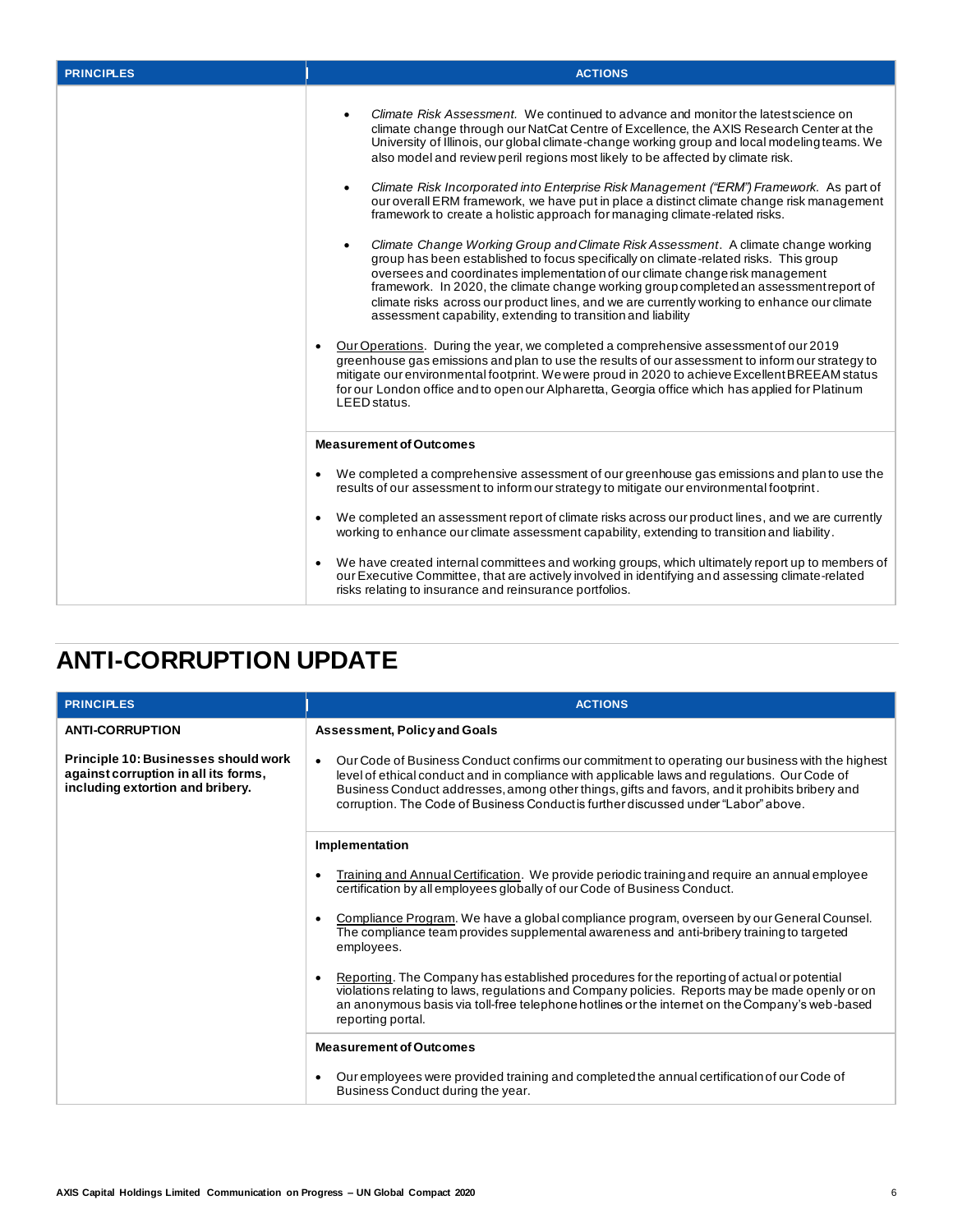| PRINCIPLES | ACTIONS |
|---|---|
| | • *Climate Risk Assessment.* We continued to advance and monitor the latest science on climate change through our NatCat Centre of Excellence, the AXIS Research Center at the University of Illinois, our global climate-change working group and local modeling teams. We also model and review peril regions most likely to be affected by climate risk.<br><br>• *Climate Risk Incorporated into Enterprise Risk Management ("ERM") Framework.* As part of our overall ERM framework, we have put in place a distinct climate change risk management framework to create a holistic approach for managing climate-related risks.<br><br>• *Climate Change Working Group and Climate Risk Assessment*. A climate change working group has been established to focus specifically on climate-related risks. This group oversees and coordinates implementation of our climate change risk management framework. In 2020, the climate change working group completed an assessment report of climate risks across our product lines, and we are currently working to enhance our climate assessment capability, extending to transition and liability<br><br>• Our Operations. During the year, we completed a comprehensive assessment of our 2019 greenhouse gas emissions and plan to use the results of our assessment to inform our strategy to mitigate our environmental footprint. We were proud in 2020 to achieve Excellent BREEAM status for our London office and to open our Alpharetta, Georgia office which has applied for Platinum LEED status. |
| | **Measurement of Outcomes**<br><br>• We completed a comprehensive assessment of our greenhouse gas emissions and plan to use the results of our assessment to inform our strategy to mitigate our environmental footprint.<br><br>• We completed an assessment report of climate risks across our product lines, and we are currently working to enhance our climate assessment capability, extending to transition and liability.<br><br>• We have created internal committees and working groups, which ultimately report up to members of our Executive Committee, that are actively involved in identifying and assessing climate-related risks relating to insurance and reinsurance portfolios. |

# ANTI-CORRUPTION UPDATE

| PRINCIPLES | ACTIONS |
|---|---|
| **ANTI-CORRUPTION**<br><br>**Principle 10: Businesses should work against corruption in all its forms, including extortion and bribery.** | **Assessment, Policy and Goals**<br><br>• Our Code of Business Conduct confirms our commitment to operating our business with the highest level of ethical conduct and in compliance with applicable laws and regulations. Our Code of Business Conduct addresses, among other things, gifts and favors, and it prohibits bribery and corruption. The Code of Business Conduct is further discussed under "Labor" above. |
| | **Implementation**<br><br>• Training and Annual Certification. We provide periodic training and require an annual employee certification by all employees globally of our Code of Business Conduct.<br><br>• Compliance Program. We have a global compliance program, overseen by our General Counsel. The compliance team provides supplemental awareness and anti-bribery training to targeted employees.<br><br>• Reporting. The Company has established procedures for the reporting of actual or potential violations relating to laws, regulations and Company policies. Reports may be made openly or on an anonymous basis via toll-free telephone hotlines or the internet on the Company's web-based reporting portal. |
| | **Measurement of Outcomes**<br><br>• Our employees were provided training and completed the annual certification of our Code of Business Conduct during the year. |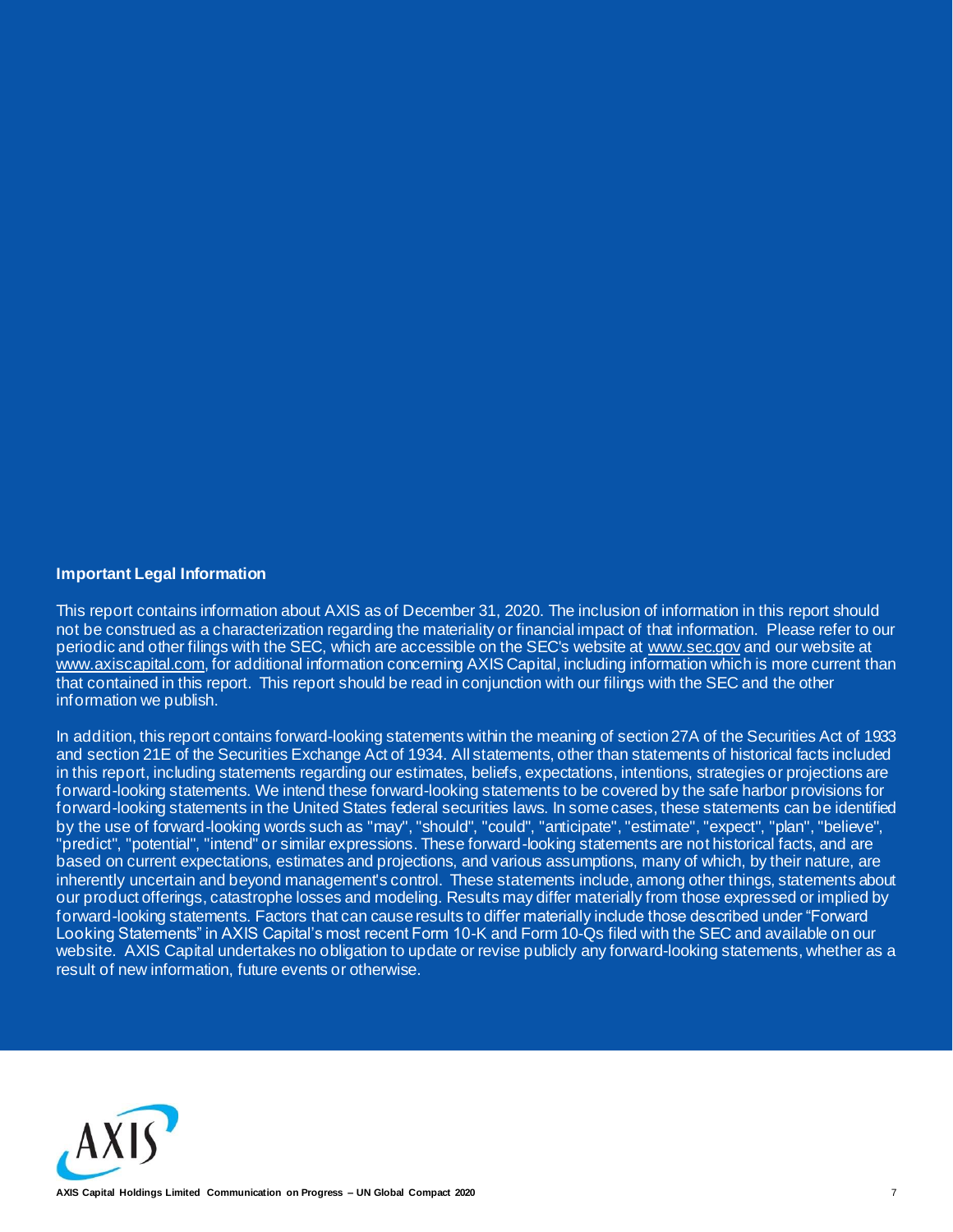**Important Legal Information**

This report contains information about AXIS as of December 31, 2020. The inclusion of information in this report should not be construed as a characterization regarding the materiality or financial impact of that information. Please refer to our periodic and other filings with the SEC, which are accessible on the SEC's website at www.sec.gov and our website at www.axiscapital.com, for additional information concerning AXIS Capital, including information which is more current than that contained in this report. This report should be read in conjunction with our filings with the SEC and the other information we publish.

In addition, this report contains forward-looking statements within the meaning of section 27A of the Securities Act of 1933 and section 21E of the Securities Exchange Act of 1934. All statements, other than statements of historical facts included in this report, including statements regarding our estimates, beliefs, expectations, intentions, strategies or projections are forward-looking statements. We intend these forward-looking statements to be covered by the safe harbor provisions for forward-looking statements in the United States federal securities laws. In some cases, these statements can be identified by the use of forward-looking words such as "may", "should", "could", "anticipate", "estimate", "expect", "plan", "believe", "predict", "potential", "intend" or similar expressions. These forward-looking statements are not historical facts, and are based on current expectations, estimates and projections, and various assumptions, many of which, by their nature, are inherently uncertain and beyond management's control. These statements include, among other things, statements about our product offerings, catastrophe losses and modeling. Results may differ materially from those expressed or implied by forward-looking statements. Factors that can cause results to differ materially include those described under "Forward Looking Statements" in AXIS Capital's most recent Form 10-K and Form 10-Qs filed with the SEC and available on our website. AXIS Capital undertakes no obligation to update or revise publicly any forward-looking statements, whether as a result of new information, future events or otherwise.